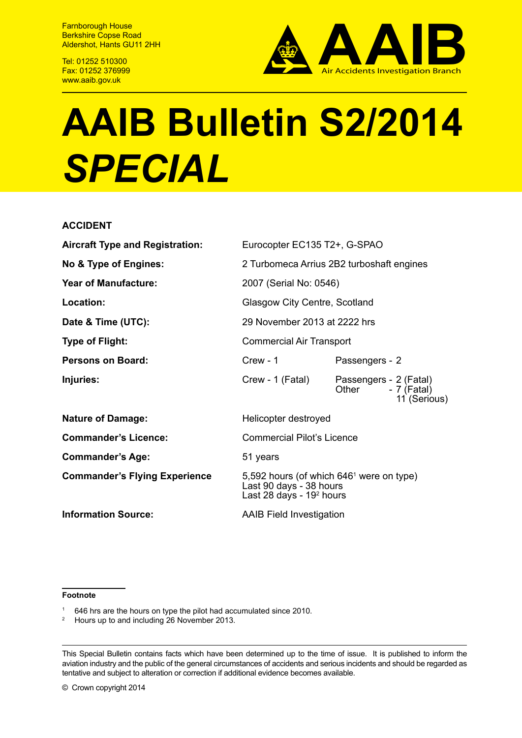Farnborough House
Berkshire Copse Road
Aldershot, Hants GU11 2HH

Tel: 01252 510300
Fax: 01252 376999
www.aaib.gov.uk

AAIB Air Accidents Investigation Branch

# AAIB Bulletin S2/2014 *SPECIAL*

**ACCIDENT**

| | | |
|---|---|---|
| **Aircraft Type and Registration:** | Eurocopter EC135 T2+, G-SPAO | |
| **No & Type of Engines:** | 2 Turbomeca Arrius 2B2 turboshaft engines | |
| **Year of Manufacture:** | 2007 (Serial No: 0546) | |
| **Location:** | Glasgow City Centre, Scotland | |
| **Date & Time (UTC):** | 29 November 2013 at 2222 hrs | |
| **Type of Flight:** | Commercial Air Transport | |
| **Persons on Board:** | Crew - 1 | Passengers - 2 |
| **Injuries:** | Crew - 1 (Fatal) | Passengers - 2 (Fatal)<br>Other - 7 (Fatal)<br>11 (Serious) |
| **Nature of Damage:** | Helicopter destroyed | |
| **Commander's Licence:** | Commercial Pilot's Licence | |
| **Commander's Age:** | 51 years | |
| **Commander's Flying Experience** | 5,592 hours (of which 646[1] were on type)<br>Last 90 days - 38 hours<br>Last 28 days - 19[2] hours | |
| **Information Source:** | AAIB Field Investigation | |

**Footnote**

[1] 646 hrs are the hours on type the pilot had accumulated since 2010.
[2] Hours up to and including 26 November 2013.

This Special Bulletin contains facts which have been determined up to the time of issue. It is published to inform the aviation industry and the public of the general circumstances of accidents and serious incidents and should be regarded as tentative and subject to alteration or correction if additional evidence becomes available.

© Crown copyright 2014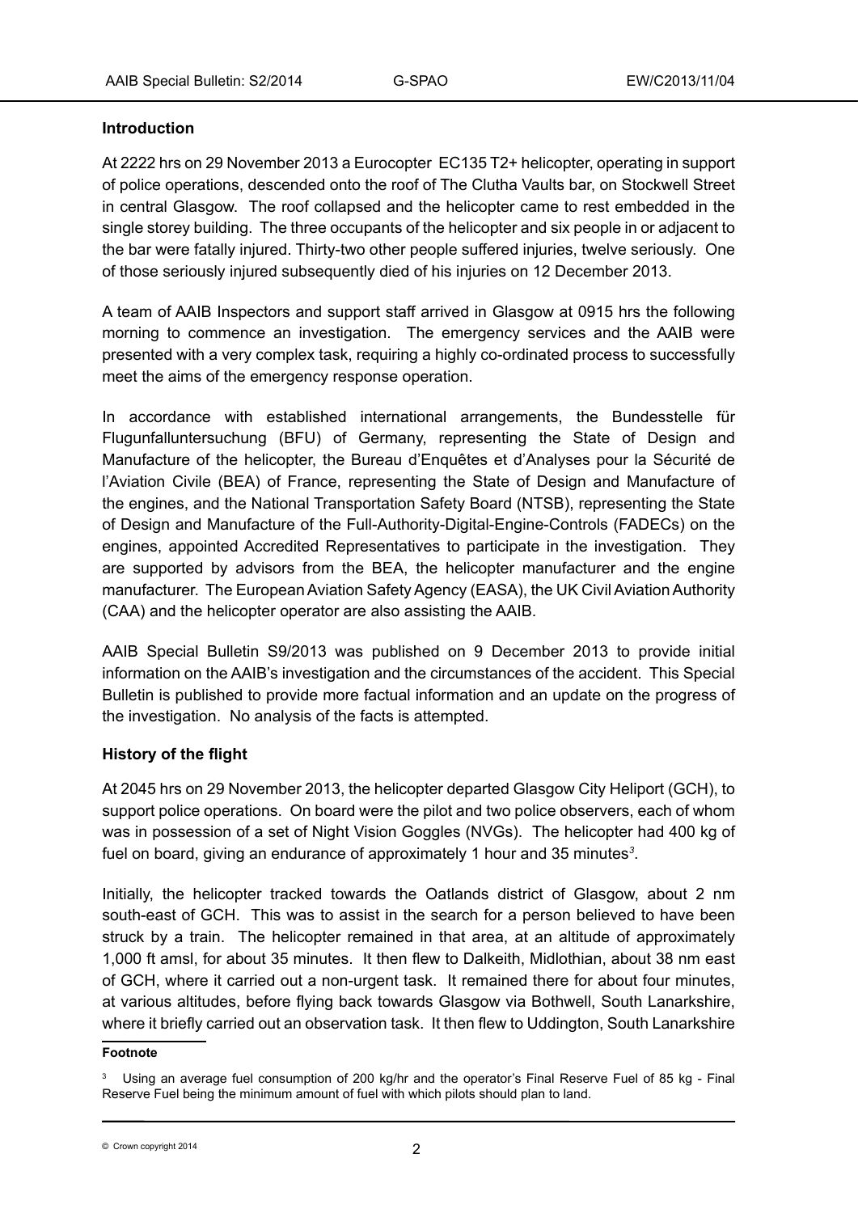**Introduction**

At 2222 hrs on 29 November 2013 a Eurocopter EC135 T2+ helicopter, operating in support of police operations, descended onto the roof of The Clutha Vaults bar, on Stockwell Street in central Glasgow. The roof collapsed and the helicopter came to rest embedded in the single storey building. The three occupants of the helicopter and six people in or adjacent to the bar were fatally injured. Thirty-two other people suffered injuries, twelve seriously. One of those seriously injured subsequently died of his injuries on 12 December 2013.

A team of AAIB Inspectors and support staff arrived in Glasgow at 0915 hrs the following morning to commence an investigation. The emergency services and the AAIB were presented with a very complex task, requiring a highly co-ordinated process to successfully meet the aims of the emergency response operation.

In accordance with established international arrangements, the Bundesstelle für Flugunfalluntersuchung (BFU) of Germany, representing the State of Design and Manufacture of the helicopter, the Bureau d'Enquêtes et d'Analyses pour la Sécurité de l'Aviation Civile (BEA) of France, representing the State of Design and Manufacture of the engines, and the National Transportation Safety Board (NTSB), representing the State of Design and Manufacture of the Full-Authority-Digital-Engine-Controls (FADECs) on the engines, appointed Accredited Representatives to participate in the investigation. They are supported by advisors from the BEA, the helicopter manufacturer and the engine manufacturer. The European Aviation Safety Agency (EASA), the UK Civil Aviation Authority (CAA) and the helicopter operator are also assisting the AAIB.

AAIB Special Bulletin S9/2013 was published on 9 December 2013 to provide initial information on the AAIB's investigation and the circumstances of the accident. This Special Bulletin is published to provide more factual information and an update on the progress of the investigation. No analysis of the facts is attempted.

**History of the flight**

At 2045 hrs on 29 November 2013, the helicopter departed Glasgow City Heliport (GCH), to support police operations. On board were the pilot and two police observers, each of whom was in possession of a set of Night Vision Goggles (NVGs). The helicopter had 400 kg of fuel on board, giving an endurance of approximately 1 hour and 35 minutes[3].

Initially, the helicopter tracked towards the Oatlands district of Glasgow, about 2 nm south-east of GCH. This was to assist in the search for a person believed to have been struck by a train. The helicopter remained in that area, at an altitude of approximately 1,000 ft amsl, for about 35 minutes. It then flew to Dalkeith, Midlothian, about 38 nm east of GCH, where it carried out a non-urgent task. It remained there for about four minutes, at various altitudes, before flying back towards Glasgow via Bothwell, South Lanarkshire, where it briefly carried out an observation task. It then flew to Uddington, South Lanarkshire

**Footnote**

[3] Using an average fuel consumption of 200 kg/hr and the operator's Final Reserve Fuel of 85 kg - Final Reserve Fuel being the minimum amount of fuel with which pilots should plan to land.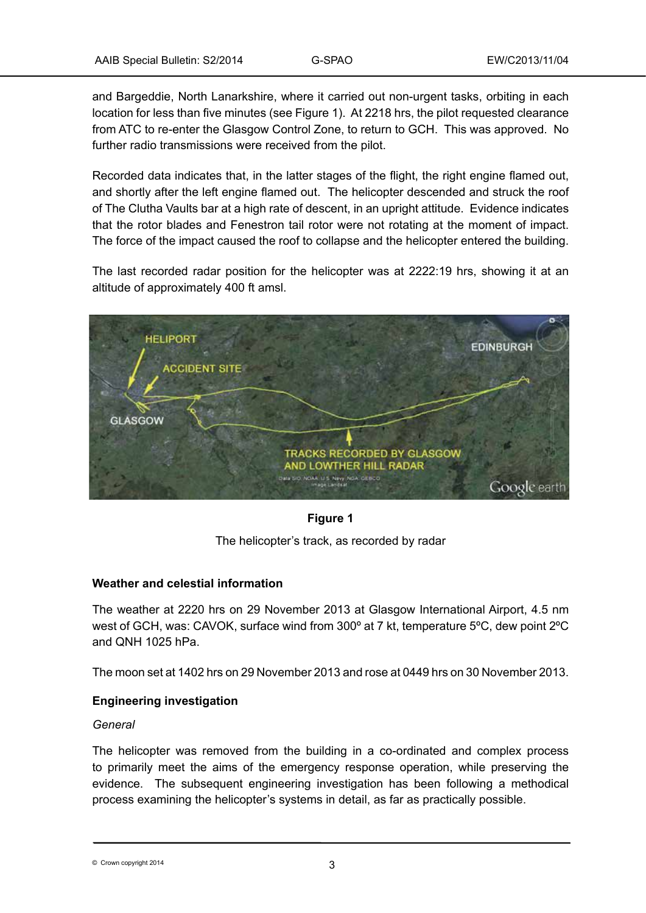and Bargeddie, North Lanarkshire, where it carried out non-urgent tasks, orbiting in each location for less than five minutes (see Figure 1). At 2218 hrs, the pilot requested clearance from ATC to re-enter the Glasgow Control Zone, to return to GCH. This was approved. No further radio transmissions were received from the pilot.

Recorded data indicates that, in the latter stages of the flight, the right engine flamed out, and shortly after the left engine flamed out. The helicopter descended and struck the roof of The Clutha Vaults bar at a high rate of descent, in an upright attitude. Evidence indicates that the rotor blades and Fenestron tail rotor were not rotating at the moment of impact. The force of the impact caused the roof to collapse and the helicopter entered the building.

The last recorded radar position for the helicopter was at 2222:19 hrs, showing it at an altitude of approximately 400 ft amsl.

**Figure 1**

The helicopter's track, as recorded by radar

**Weather and celestial information**

The weather at 2220 hrs on 29 November 2013 at Glasgow International Airport, 4.5 nm west of GCH, was: CAVOK, surface wind from 300º at 7 kt, temperature 5ºC, dew point 2ºC and QNH 1025 hPa.

The moon set at 1402 hrs on 29 November 2013 and rose at 0449 hrs on 30 November 2013.

**Engineering investigation**

*General*

The helicopter was removed from the building in a co-ordinated and complex process to primarily meet the aims of the emergency response operation, while preserving the evidence. The subsequent engineering investigation has been following a methodical process examining the helicopter's systems in detail, as far as practically possible.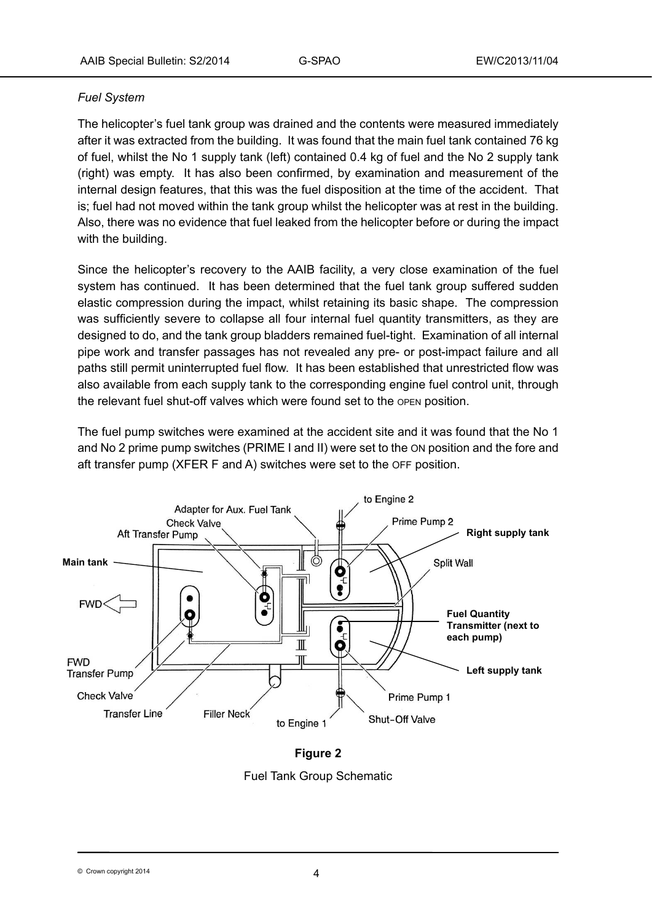*Fuel System*

The helicopter's fuel tank group was drained and the contents were measured immediately after it was extracted from the building. It was found that the main fuel tank contained 76 kg of fuel, whilst the No 1 supply tank (left) contained 0.4 kg of fuel and the No 2 supply tank (right) was empty. It has also been confirmed, by examination and measurement of the internal design features, that this was the fuel disposition at the time of the accident. That is; fuel had not moved within the tank group whilst the helicopter was at rest in the building. Also, there was no evidence that fuel leaked from the helicopter before or during the impact with the building.

Since the helicopter's recovery to the AAIB facility, a very close examination of the fuel system has continued. It has been determined that the fuel tank group suffered sudden elastic compression during the impact, whilst retaining its basic shape. The compression was sufficiently severe to collapse all four internal fuel quantity transmitters, as they are designed to do, and the tank group bladders remained fuel-tight. Examination of all internal pipe work and transfer passages has not revealed any pre- or post-impact failure and all paths still permit uninterrupted fuel flow. It has been established that unrestricted flow was also available from each supply tank to the corresponding engine fuel control unit, through the relevant fuel shut-off valves which were found set to the OPEN position.

The fuel pump switches were examined at the accident site and it was found that the No 1 and No 2 prime pump switches (PRIME I and II) were set to the ON position and the fore and aft transfer pump (XFER F and A) switches were set to the OFF position.

**Figure 2**

Fuel Tank Group Schematic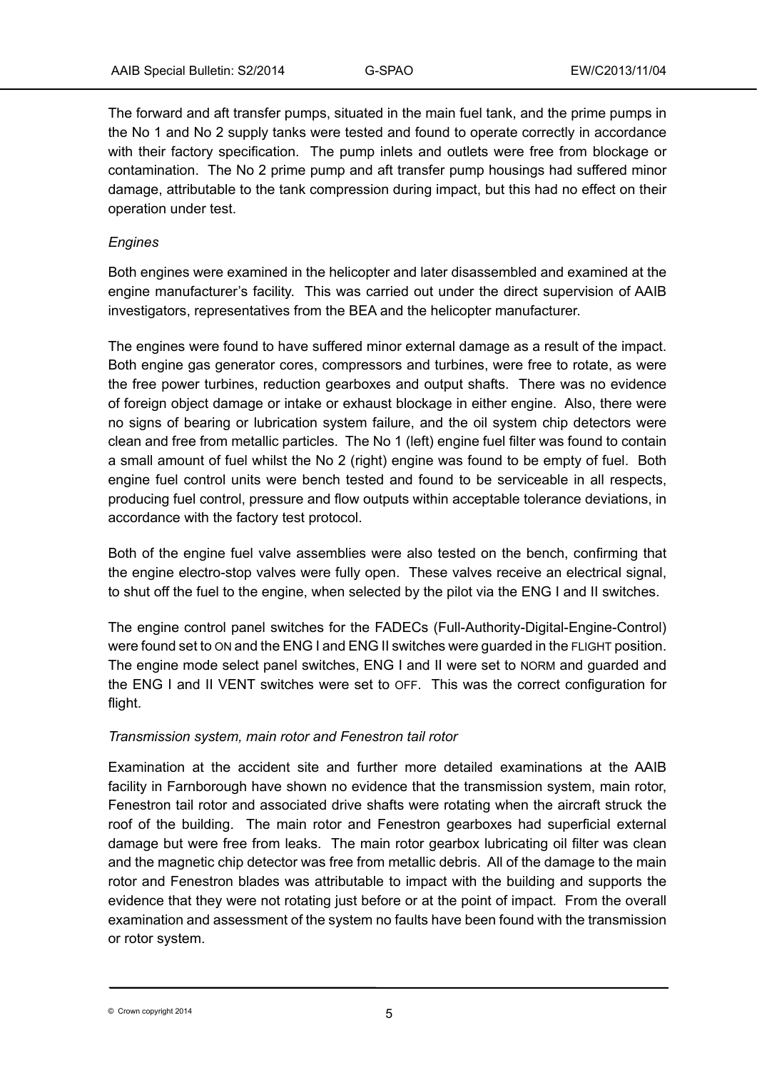The forward and aft transfer pumps, situated in the main fuel tank, and the prime pumps in the No 1 and No 2 supply tanks were tested and found to operate correctly in accordance with their factory specification. The pump inlets and outlets were free from blockage or contamination. The No 2 prime pump and aft transfer pump housings had suffered minor damage, attributable to the tank compression during impact, but this had no effect on their operation under test.

*Engines*

Both engines were examined in the helicopter and later disassembled and examined at the engine manufacturer's facility. This was carried out under the direct supervision of AAIB investigators, representatives from the BEA and the helicopter manufacturer.

The engines were found to have suffered minor external damage as a result of the impact. Both engine gas generator cores, compressors and turbines, were free to rotate, as were the free power turbines, reduction gearboxes and output shafts. There was no evidence of foreign object damage or intake or exhaust blockage in either engine. Also, there were no signs of bearing or lubrication system failure, and the oil system chip detectors were clean and free from metallic particles. The No 1 (left) engine fuel filter was found to contain a small amount of fuel whilst the No 2 (right) engine was found to be empty of fuel. Both engine fuel control units were bench tested and found to be serviceable in all respects, producing fuel control, pressure and flow outputs within acceptable tolerance deviations, in accordance with the factory test protocol.

Both of the engine fuel valve assemblies were also tested on the bench, confirming that the engine electro-stop valves were fully open. These valves receive an electrical signal, to shut off the fuel to the engine, when selected by the pilot via the ENG I and II switches.

The engine control panel switches for the FADECs (Full-Authority-Digital-Engine-Control) were found set to ON and the ENG I and ENG II switches were guarded in the FLIGHT position. The engine mode select panel switches, ENG I and II were set to NORM and guarded and the ENG I and II VENT switches were set to OFF. This was the correct configuration for flight.

*Transmission system, main rotor and Fenestron tail rotor*

Examination at the accident site and further more detailed examinations at the AAIB facility in Farnborough have shown no evidence that the transmission system, main rotor, Fenestron tail rotor and associated drive shafts were rotating when the aircraft struck the roof of the building. The main rotor and Fenestron gearboxes had superficial external damage but were free from leaks. The main rotor gearbox lubricating oil filter was clean and the magnetic chip detector was free from metallic debris. All of the damage to the main rotor and Fenestron blades was attributable to impact with the building and supports the evidence that they were not rotating just before or at the point of impact. From the overall examination and assessment of the system no faults have been found with the transmission or rotor system.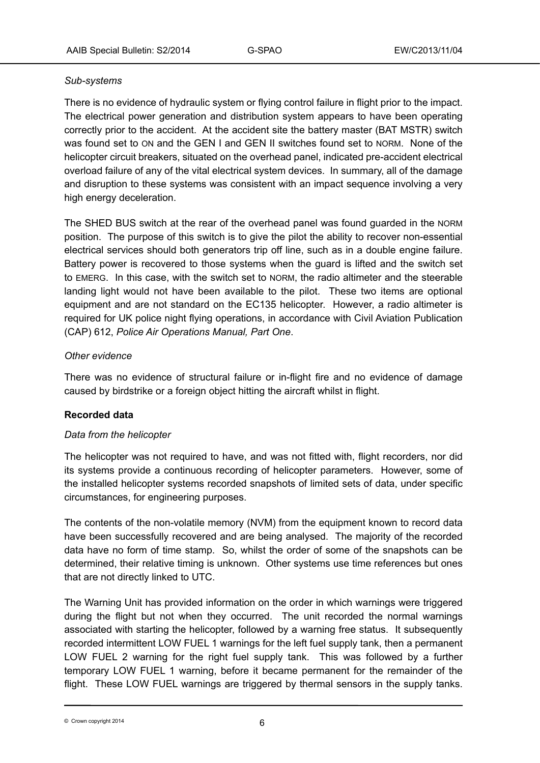*Sub-systems*

There is no evidence of hydraulic system or flying control failure in flight prior to the impact. The electrical power generation and distribution system appears to have been operating correctly prior to the accident. At the accident site the battery master (BAT MSTR) switch was found set to ON and the GEN I and GEN II switches found set to NORM. None of the helicopter circuit breakers, situated on the overhead panel, indicated pre-accident electrical overload failure of any of the vital electrical system devices. In summary, all of the damage and disruption to these systems was consistent with an impact sequence involving a very high energy deceleration.

The SHED BUS switch at the rear of the overhead panel was found guarded in the NORM position. The purpose of this switch is to give the pilot the ability to recover non-essential electrical services should both generators trip off line, such as in a double engine failure. Battery power is recovered to those systems when the guard is lifted and the switch set to EMERG. In this case, with the switch set to NORM, the radio altimeter and the steerable landing light would not have been available to the pilot. These two items are optional equipment and are not standard on the EC135 helicopter. However, a radio altimeter is required for UK police night flying operations, in accordance with Civil Aviation Publication (CAP) 612, *Police Air Operations Manual, Part One*.

*Other evidence*

There was no evidence of structural failure or in-flight fire and no evidence of damage caused by birdstrike or a foreign object hitting the aircraft whilst in flight.

**Recorded data**

*Data from the helicopter*

The helicopter was not required to have, and was not fitted with, flight recorders, nor did its systems provide a continuous recording of helicopter parameters. However, some of the installed helicopter systems recorded snapshots of limited sets of data, under specific circumstances, for engineering purposes.

The contents of the non-volatile memory (NVM) from the equipment known to record data have been successfully recovered and are being analysed. The majority of the recorded data have no form of time stamp. So, whilst the order of some of the snapshots can be determined, their relative timing is unknown. Other systems use time references but ones that are not directly linked to UTC.

The Warning Unit has provided information on the order in which warnings were triggered during the flight but not when they occurred. The unit recorded the normal warnings associated with starting the helicopter, followed by a warning free status. It subsequently recorded intermittent LOW FUEL 1 warnings for the left fuel supply tank, then a permanent LOW FUEL 2 warning for the right fuel supply tank. This was followed by a further temporary LOW FUEL 1 warning, before it became permanent for the remainder of the flight. These LOW FUEL warnings are triggered by thermal sensors in the supply tanks.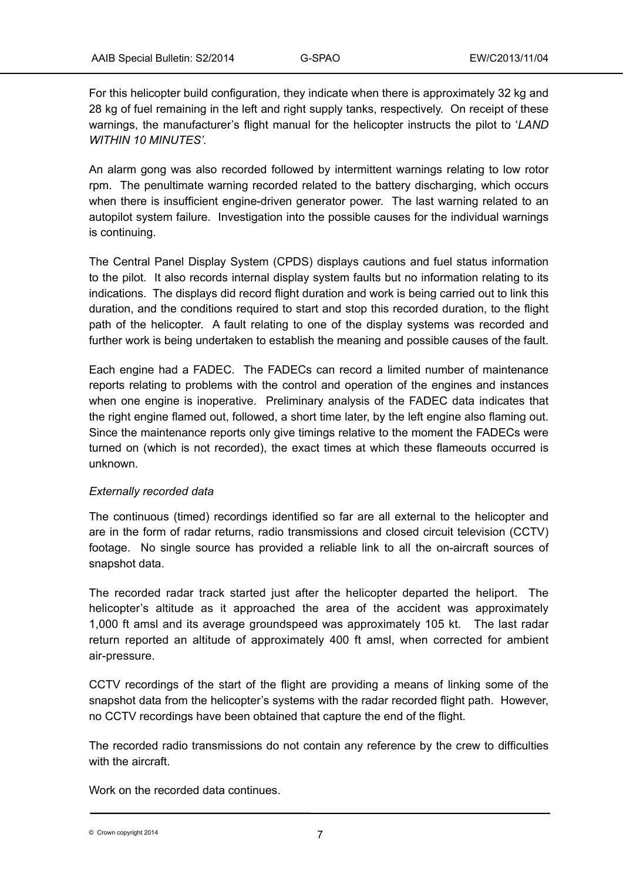For this helicopter build configuration, they indicate when there is approximately 32 kg and 28 kg of fuel remaining in the left and right supply tanks, respectively. On receipt of these warnings, the manufacturer's flight manual for the helicopter instructs the pilot to '*LAND WITHIN 10 MINUTES'*.

An alarm gong was also recorded followed by intermittent warnings relating to low rotor rpm. The penultimate warning recorded related to the battery discharging, which occurs when there is insufficient engine-driven generator power. The last warning related to an autopilot system failure. Investigation into the possible causes for the individual warnings is continuing.

The Central Panel Display System (CPDS) displays cautions and fuel status information to the pilot. It also records internal display system faults but no information relating to its indications. The displays did record flight duration and work is being carried out to link this duration, and the conditions required to start and stop this recorded duration, to the flight path of the helicopter. A fault relating to one of the display systems was recorded and further work is being undertaken to establish the meaning and possible causes of the fault.

Each engine had a FADEC. The FADECs can record a limited number of maintenance reports relating to problems with the control and operation of the engines and instances when one engine is inoperative. Preliminary analysis of the FADEC data indicates that the right engine flamed out, followed, a short time later, by the left engine also flaming out. Since the maintenance reports only give timings relative to the moment the FADECs were turned on (which is not recorded), the exact times at which these flameouts occurred is unknown.

*Externally recorded data*

The continuous (timed) recordings identified so far are all external to the helicopter and are in the form of radar returns, radio transmissions and closed circuit television (CCTV) footage. No single source has provided a reliable link to all the on-aircraft sources of snapshot data.

The recorded radar track started just after the helicopter departed the heliport. The helicopter's altitude as it approached the area of the accident was approximately 1,000 ft amsl and its average groundspeed was approximately 105 kt. The last radar return reported an altitude of approximately 400 ft amsl, when corrected for ambient air-pressure.

CCTV recordings of the start of the flight are providing a means of linking some of the snapshot data from the helicopter's systems with the radar recorded flight path. However, no CCTV recordings have been obtained that capture the end of the flight.

The recorded radio transmissions do not contain any reference by the crew to difficulties with the aircraft.

Work on the recorded data continues.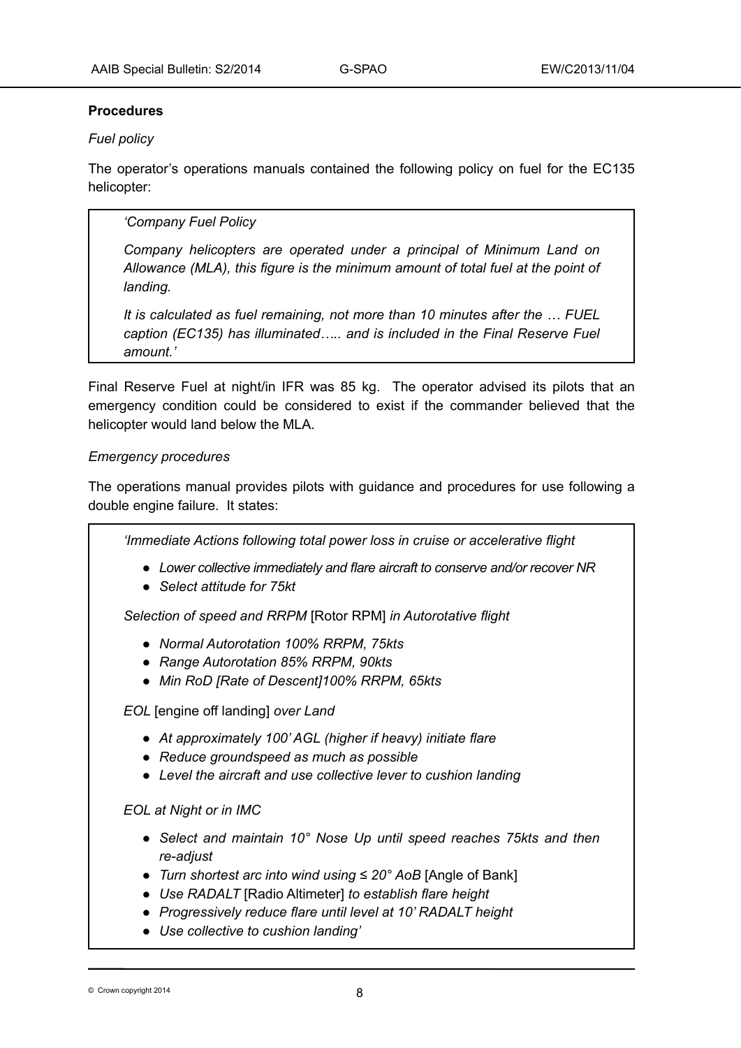### Procedures

*Fuel policy*

The operator's operations manuals contained the following policy on fuel for the EC135 helicopter:

> *'Company Fuel Policy*
>
> *Company helicopters are operated under a principal of Minimum Land on Allowance (MLA), this figure is the minimum amount of total fuel at the point of landing.*
>
> *It is calculated as fuel remaining, not more than 10 minutes after the … FUEL caption (EC135) has illuminated….. and is included in the Final Reserve Fuel amount.'*

Final Reserve Fuel at night/in IFR was 85 kg. The operator advised its pilots that an emergency condition could be considered to exist if the commander believed that the helicopter would land below the MLA.

*Emergency procedures*

The operations manual provides pilots with guidance and procedures for use following a double engine failure. It states:

> *'Immediate Actions following total power loss in cruise or accelerative flight*
>
> - *Lower collective immediately and flare aircraft to conserve and/or recover NR*
> - *Select attitude for 75kt*
>
> *Selection of speed and RRPM* [Rotor RPM] *in Autorotative flight*
>
> - *Normal Autorotation 100% RRPM, 75kts*
> - *Range Autorotation 85% RRPM, 90kts*
> - *Min RoD [Rate of Descent]100% RRPM, 65kts*
>
> *EOL* [engine off landing] *over Land*
>
> - *At approximately 100' AGL (higher if heavy) initiate flare*
> - *Reduce groundspeed as much as possible*
> - *Level the aircraft and use collective lever to cushion landing*
>
> *EOL at Night or in IMC*
>
> - *Select and maintain 10° Nose Up until speed reaches 75kts and then re-adjust*
> - *Turn shortest arc into wind using ≤ 20° AoB* [Angle of Bank]
> - *Use RADALT* [Radio Altimeter] *to establish flare height*
> - *Progressively reduce flare until level at 10' RADALT height*
> - *Use collective to cushion landing'*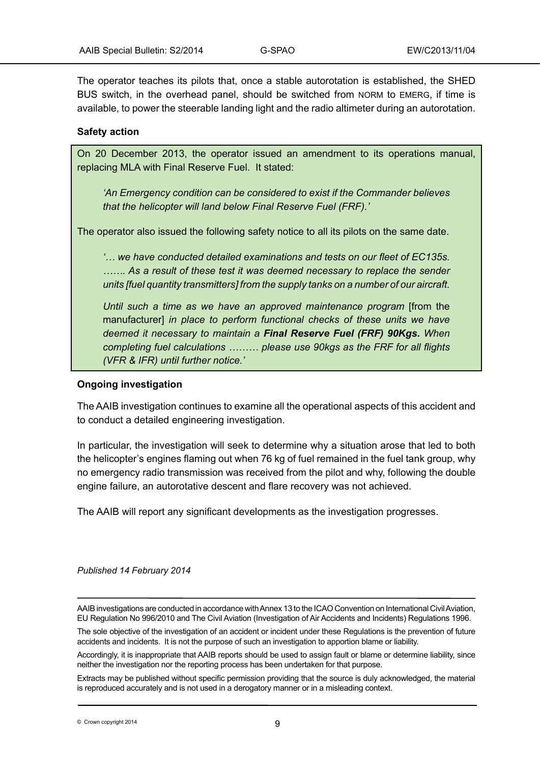The operator teaches its pilots that, once a stable autorotation is established, the SHED BUS switch, in the overhead panel, should be switched from NORM to EMERG, if time is available, to power the steerable landing light and the radio altimeter during an autorotation.

**Safety action**

On 20 December 2013, the operator issued an amendment to its operations manual, replacing MLA with Final Reserve Fuel. It stated:

> *'An Emergency condition can be considered to exist if the Commander believes that the helicopter will land below Final Reserve Fuel (FRF).'*

The operator also issued the following safety notice to all its pilots on the same date.

> *'… we have conducted detailed examinations and tests on our fleet of EC135s. ……. As a result of these test it was deemed necessary to replace the sender units [fuel quantity transmitters] from the supply tanks on a number of our aircraft.*
>
> *Until such a time as we have an approved maintenance program* [from the manufacturer] *in place to perform functional checks of these units we have deemed it necessary to maintain a **Final Reserve Fuel (FRF) 90Kgs.** When completing fuel calculations ……… please use 90kgs as the FRF for all flights (VFR & IFR) until further notice.'*

**Ongoing investigation**

The AAIB investigation continues to examine all the operational aspects of this accident and to conduct a detailed engineering investigation.

In particular, the investigation will seek to determine why a situation arose that led to both the helicopter's engines flaming out when 76 kg of fuel remained in the fuel tank group, why no emergency radio transmission was received from the pilot and why, following the double engine failure, an autorotative descent and flare recovery was not achieved.

The AAIB will report any significant developments as the investigation progresses.

*Published 14 February 2014*

---

AAIB investigations are conducted in accordance with Annex 13 to the ICAO Convention on International Civil Aviation, EU Regulation No 996/2010 and The Civil Aviation (Investigation of Air Accidents and Incidents) Regulations 1996.

The sole objective of the investigation of an accident or incident under these Regulations is the prevention of future accidents and incidents. It is not the purpose of such an investigation to apportion blame or liability.

Accordingly, it is inappropriate that AAIB reports should be used to assign fault or blame or determine liability, since neither the investigation nor the reporting process has been undertaken for that purpose.

Extracts may be published without specific permission providing that the source is duly acknowledged, the material is reproduced accurately and is not used in a derogatory manner or in a misleading context.

---

© Crown copyright 2014